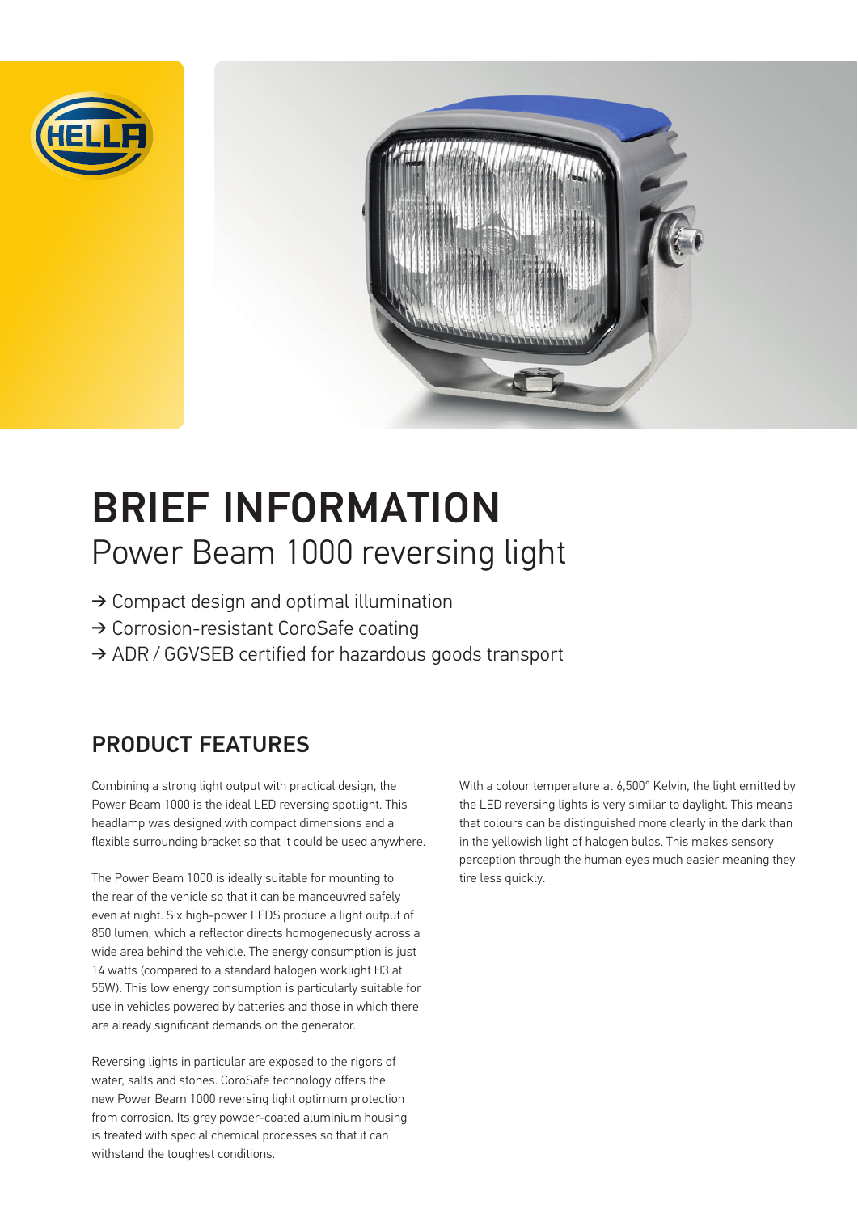# BRIEF INFORMATION

## Power Beam 1000 reversing light

→ Compact design and optimal illumination
→ Corrosion-resistant CoroSafe coating
→ ADR / GGVSEB certified for hazardous goods transport

## PRODUCT FEATURES

Combining a strong light output with practical design, the Power Beam 1000 is the ideal LED reversing spotlight. This headlamp was designed with compact dimensions and a flexible surrounding bracket so that it could be used anywhere.

The Power Beam 1000 is ideally suitable for mounting to the rear of the vehicle so that it can be manoeuvred safely even at night. Six high-power LEDS produce a light output of 850 lumen, which a reflector directs homogeneously across a wide area behind the vehicle. The energy consumption is just 14 watts (compared to a standard halogen worklight H3 at 55W). This low energy consumption is particularly suitable for use in vehicles powered by batteries and those in which there are already significant demands on the generator.

Reversing lights in particular are exposed to the rigors of water, salts and stones. CoroSafe technology offers the new Power Beam 1000 reversing light optimum protection from corrosion. Its grey powder-coated aluminium housing is treated with special chemical processes so that it can withstand the toughest conditions.

With a colour temperature at 6,500° Kelvin, the light emitted by the LED reversing lights is very similar to daylight. This means that colours can be distinguished more clearly in the dark than in the yellowish light of halogen bulbs. This makes sensory perception through the human eyes much easier meaning they tire less quickly.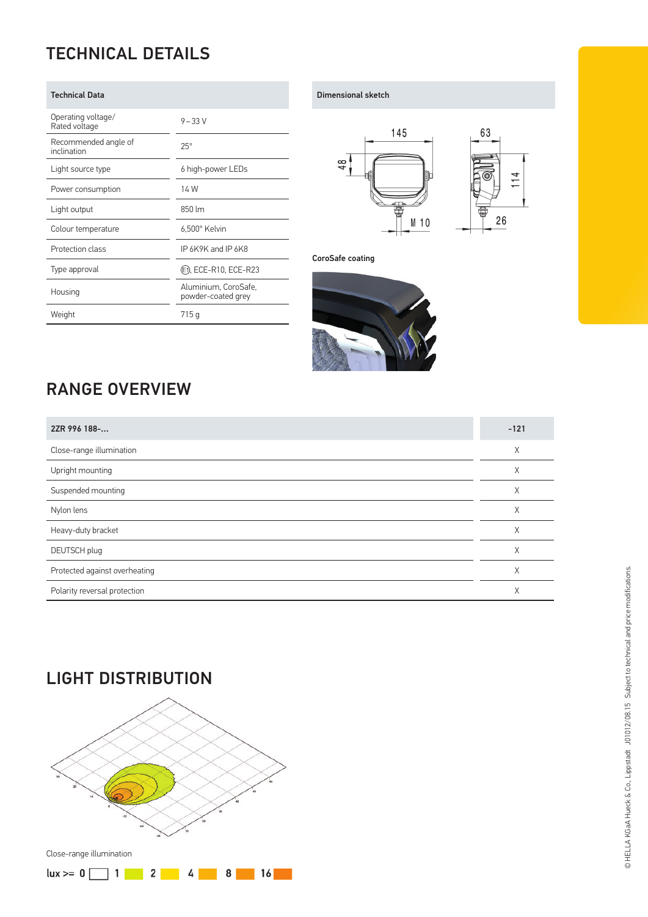# TECHNICAL DETAILS

| Technical Data | |
|---|---|
| Operating voltage/ Rated voltage | 9 – 33 V |
| Recommended angle of inclination | 25° |
| Light source type | 6 high-power LEDs |
| Power consumption | 14 W |
| Light output | 850 lm |
| Colour temperature | 6,500° Kelvin |
| Protection class | IP 6K9K and IP 6K8 |
| Type approval | E1, ECE-R10, ECE-R23 |
| Housing | Aluminium, CoroSafe, powder-coated grey |
| Weight | 715 g |

**Dimensional sketch**

145
48
M 10
63
114
26

**CoroSafe coating**

# RANGE OVERVIEW

| 2ZR 996 188-... | -121 |
|---|---|
| Close-range illumination | X |
| Upright mounting | X |
| Suspended mounting | X |
| Nylon lens | X |
| Heavy-duty bracket | X |
| DEUTSCH plug | X |
| Protected against overheating | X |
| Polarity reversal protection | X |

# LIGHT DISTRIBUTION

Close-range illumination

lux >= 0 1 2 4 8 16

© HELLA KGaA Hueck & Co., Lippstadt J01012/08.15 Subject to technical and price modifications.